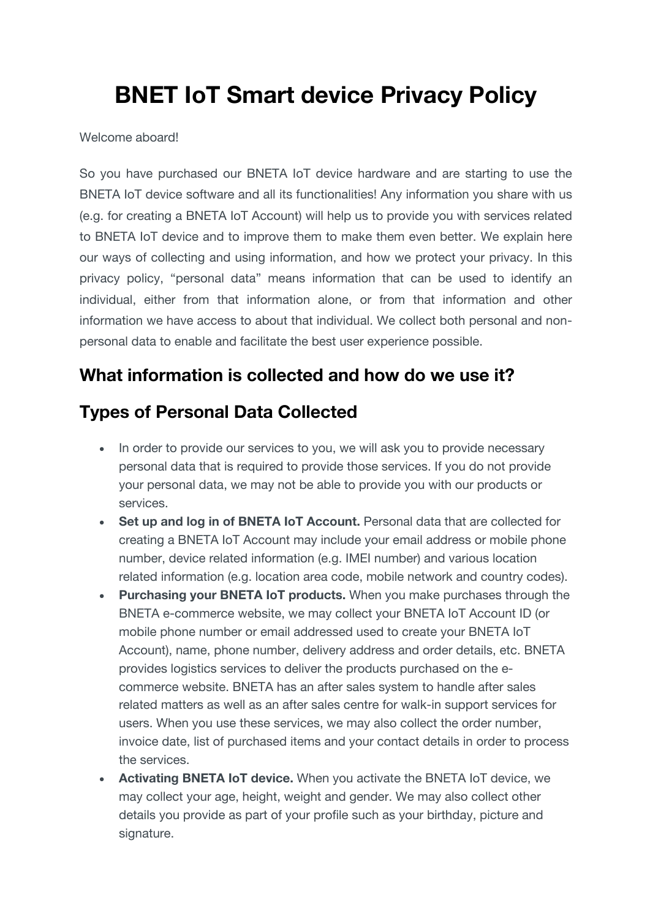# BNET IoT Smart device Privacy Policy

Welcome aboard!

So you have purchased our BNETA IoT device hardware and are starting to use the BNETA IoT device software and all its functionalities! Any information you share with us (e.g. for creating a BNETA IoT Account) will help us to provide you with services related to BNETA IoT device and to improve them to make them even better. We explain here our ways of collecting and using information, and how we protect your privacy. In this privacy policy, “personal data” means information that can be used to identify an individual, either from that information alone, or from that information and other information we have access to about that individual. We collect both personal and non-personal data to enable and facilitate the best user experience possible.

## What information is collected and how do we use it?

## Types of Personal Data Collected

- In order to provide our services to you, we will ask you to provide necessary personal data that is required to provide those services. If you do not provide your personal data, we may not be able to provide you with our products or services.
- **Set up and log in of BNETA IoT Account.** Personal data that are collected for creating a BNETA IoT Account may include your email address or mobile phone number, device related information (e.g. IMEI number) and various location related information (e.g. location area code, mobile network and country codes).
- **Purchasing your BNETA IoT products.** When you make purchases through the BNETA e-commerce website, we may collect your BNETA IoT Account ID (or mobile phone number or email addressed used to create your BNETA IoT Account), name, phone number, delivery address and order details, etc. BNETA provides logistics services to deliver the products purchased on the e-commerce website. BNETA has an after sales system to handle after sales related matters as well as an after sales centre for walk-in support services for users. When you use these services, we may also collect the order number, invoice date, list of purchased items and your contact details in order to process the services.
- **Activating BNETA IoT device.** When you activate the BNETA IoT device, we may collect your age, height, weight and gender. We may also collect other details you provide as part of your profile such as your birthday, picture and signature.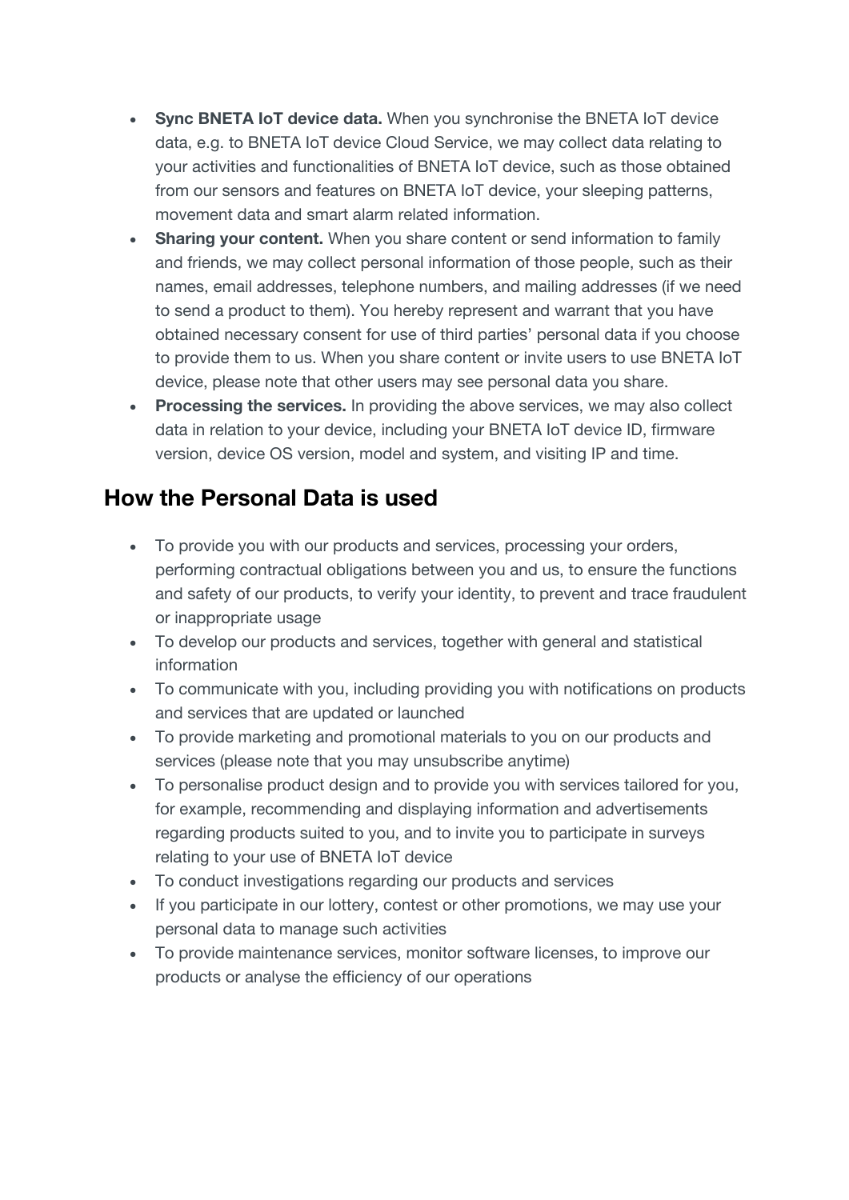- **Sync BNETA IoT device data.** When you synchronise the BNETA IoT device data, e.g. to BNETA IoT device Cloud Service, we may collect data relating to your activities and functionalities of BNETA IoT device, such as those obtained from our sensors and features on BNETA IoT device, your sleeping patterns, movement data and smart alarm related information.
- **Sharing your content.** When you share content or send information to family and friends, we may collect personal information of those people, such as their names, email addresses, telephone numbers, and mailing addresses (if we need to send a product to them). You hereby represent and warrant that you have obtained necessary consent for use of third parties' personal data if you choose to provide them to us. When you share content or invite users to use BNETA IoT device, please note that other users may see personal data you share.
- **Processing the services.** In providing the above services, we may also collect data in relation to your device, including your BNETA IoT device ID, firmware version, device OS version, model and system, and visiting IP and time.

## How the Personal Data is used

- To provide you with our products and services, processing your orders, performing contractual obligations between you and us, to ensure the functions and safety of our products, to verify your identity, to prevent and trace fraudulent or inappropriate usage
- To develop our products and services, together with general and statistical information
- To communicate with you, including providing you with notifications on products and services that are updated or launched
- To provide marketing and promotional materials to you on our products and services (please note that you may unsubscribe anytime)
- To personalise product design and to provide you with services tailored for you, for example, recommending and displaying information and advertisements regarding products suited to you, and to invite you to participate in surveys relating to your use of BNETA IoT device
- To conduct investigations regarding our products and services
- If you participate in our lottery, contest or other promotions, we may use your personal data to manage such activities
- To provide maintenance services, monitor software licenses, to improve our products or analyse the efficiency of our operations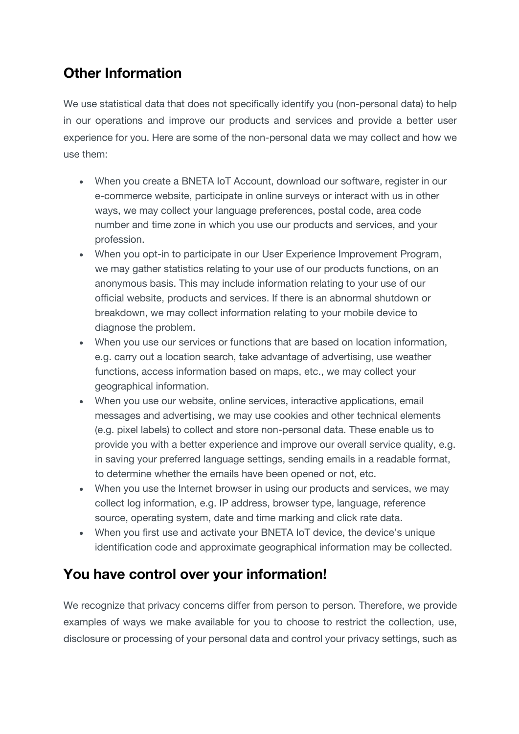## Other Information

We use statistical data that does not specifically identify you (non-personal data) to help in our operations and improve our products and services and provide a better user experience for you. Here are some of the non-personal data we may collect and how we use them:

- When you create a BNETA IoT Account, download our software, register in our e-commerce website, participate in online surveys or interact with us in other ways, we may collect your language preferences, postal code, area code number and time zone in which you use our products and services, and your profession.
- When you opt-in to participate in our User Experience Improvement Program, we may gather statistics relating to your use of our products functions, on an anonymous basis. This may include information relating to your use of our official website, products and services. If there is an abnormal shutdown or breakdown, we may collect information relating to your mobile device to diagnose the problem.
- When you use our services or functions that are based on location information, e.g. carry out a location search, take advantage of advertising, use weather functions, access information based on maps, etc., we may collect your geographical information.
- When you use our website, online services, interactive applications, email messages and advertising, we may use cookies and other technical elements (e.g. pixel labels) to collect and store non-personal data. These enable us to provide you with a better experience and improve our overall service quality, e.g. in saving your preferred language settings, sending emails in a readable format, to determine whether the emails have been opened or not, etc.
- When you use the Internet browser in using our products and services, we may collect log information, e.g. IP address, browser type, language, reference source, operating system, date and time marking and click rate data.
- When you first use and activate your BNETA IoT device, the device's unique identification code and approximate geographical information may be collected.

## You have control over your information!

We recognize that privacy concerns differ from person to person. Therefore, we provide examples of ways we make available for you to choose to restrict the collection, use, disclosure or processing of your personal data and control your privacy settings, such as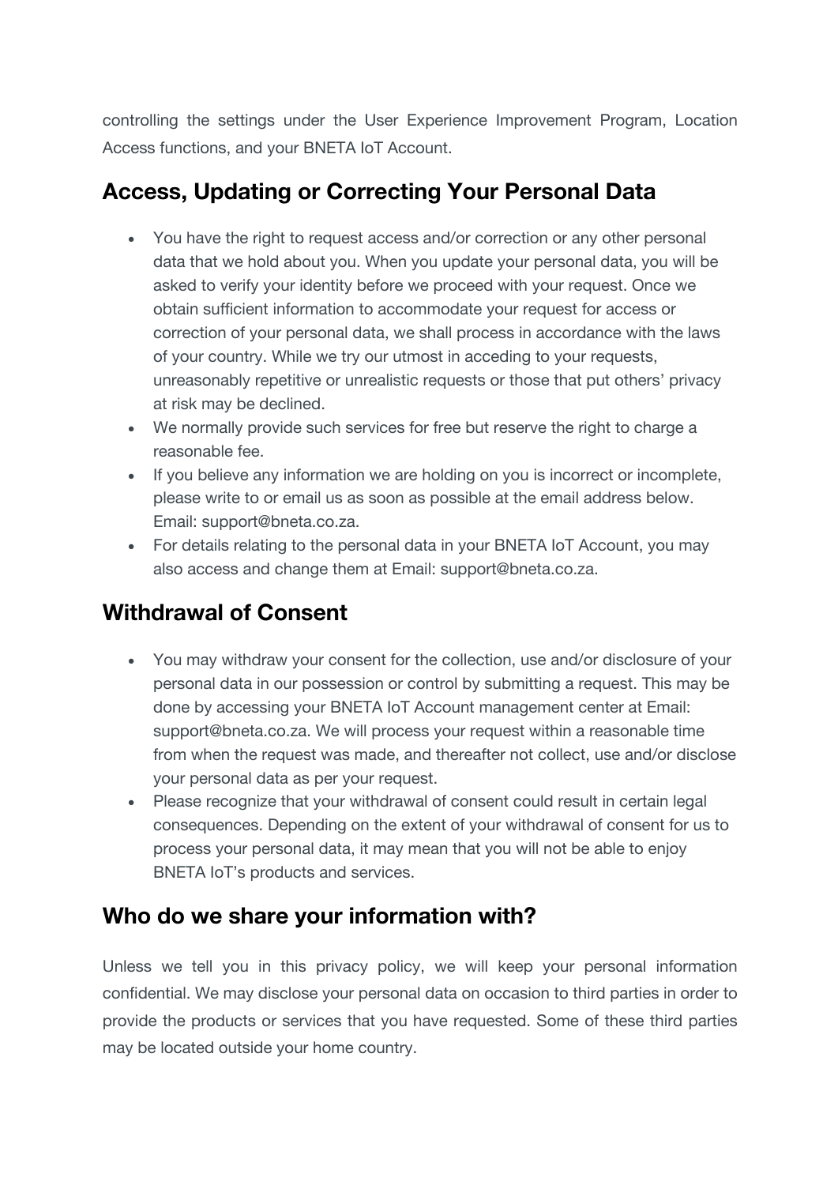controlling the settings under the User Experience Improvement Program, Location Access functions, and your BNETA IoT Account.

## Access, Updating or Correcting Your Personal Data

- You have the right to request access and/or correction or any other personal data that we hold about you. When you update your personal data, you will be asked to verify your identity before we proceed with your request. Once we obtain sufficient information to accommodate your request for access or correction of your personal data, we shall process in accordance with the laws of your country. While we try our utmost in acceding to your requests, unreasonably repetitive or unrealistic requests or those that put others' privacy at risk may be declined.
- We normally provide such services for free but reserve the right to charge a reasonable fee.
- If you believe any information we are holding on you is incorrect or incomplete, please write to or email us as soon as possible at the email address below. Email: support@bneta.co.za.
- For details relating to the personal data in your BNETA IoT Account, you may also access and change them at Email: support@bneta.co.za.

## Withdrawal of Consent

- You may withdraw your consent for the collection, use and/or disclosure of your personal data in our possession or control by submitting a request. This may be done by accessing your BNETA IoT Account management center at Email: support@bneta.co.za. We will process your request within a reasonable time from when the request was made, and thereafter not collect, use and/or disclose your personal data as per your request.
- Please recognize that your withdrawal of consent could result in certain legal consequences. Depending on the extent of your withdrawal of consent for us to process your personal data, it may mean that you will not be able to enjoy BNETA IoT's products and services.

## Who do we share your information with?

Unless we tell you in this privacy policy, we will keep your personal information confidential. We may disclose your personal data on occasion to third parties in order to provide the products or services that you have requested. Some of these third parties may be located outside your home country.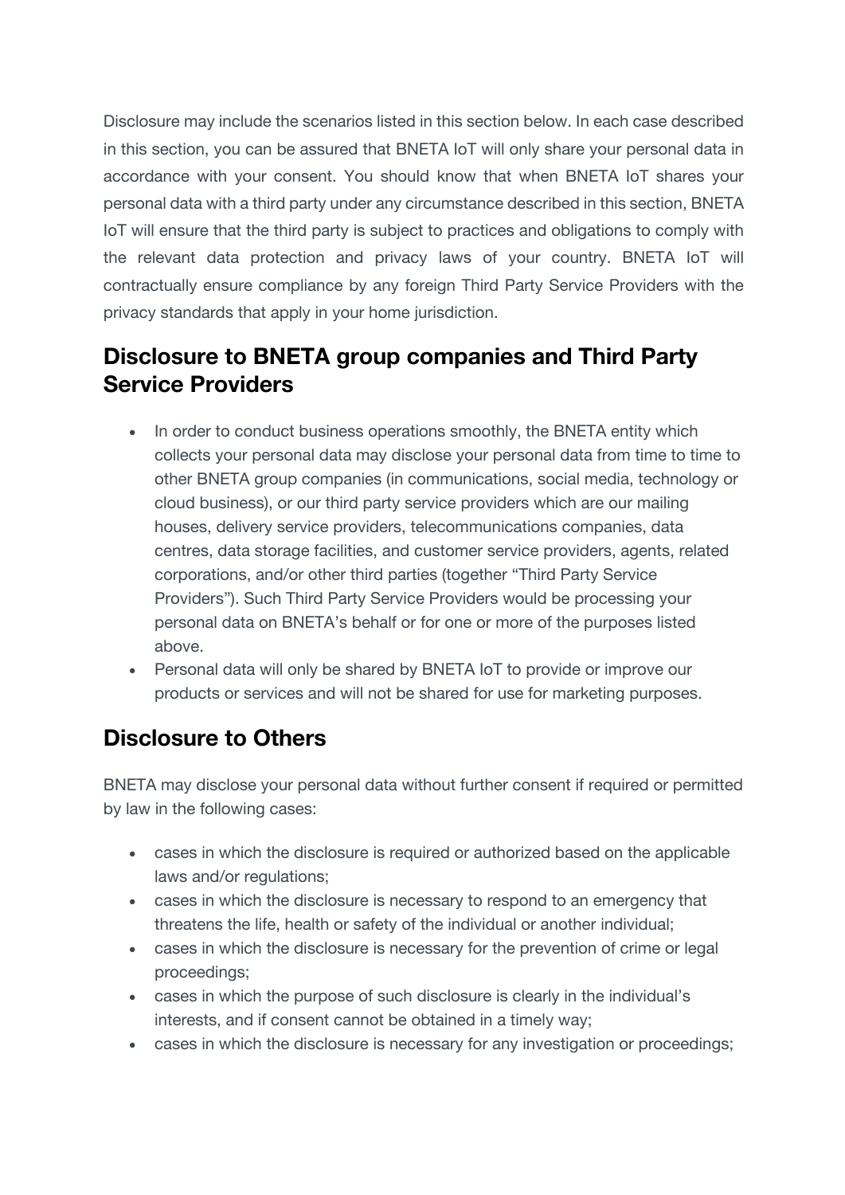Disclosure may include the scenarios listed in this section below. In each case described in this section, you can be assured that BNETA IoT will only share your personal data in accordance with your consent. You should know that when BNETA IoT shares your personal data with a third party under any circumstance described in this section, BNETA IoT will ensure that the third party is subject to practices and obligations to comply with the relevant data protection and privacy laws of your country. BNETA IoT will contractually ensure compliance by any foreign Third Party Service Providers with the privacy standards that apply in your home jurisdiction.

## Disclosure to BNETA group companies and Third Party Service Providers

- In order to conduct business operations smoothly, the BNETA entity which collects your personal data may disclose your personal data from time to time to other BNETA group companies (in communications, social media, technology or cloud business), or our third party service providers which are our mailing houses, delivery service providers, telecommunications companies, data centres, data storage facilities, and customer service providers, agents, related corporations, and/or other third parties (together "Third Party Service Providers"). Such Third Party Service Providers would be processing your personal data on BNETA's behalf or for one or more of the purposes listed above.
- Personal data will only be shared by BNETA IoT to provide or improve our products or services and will not be shared for use for marketing purposes.

## Disclosure to Others

BNETA may disclose your personal data without further consent if required or permitted by law in the following cases:

- cases in which the disclosure is required or authorized based on the applicable laws and/or regulations;
- cases in which the disclosure is necessary to respond to an emergency that threatens the life, health or safety of the individual or another individual;
- cases in which the disclosure is necessary for the prevention of crime or legal proceedings;
- cases in which the purpose of such disclosure is clearly in the individual's interests, and if consent cannot be obtained in a timely way;
- cases in which the disclosure is necessary for any investigation or proceedings;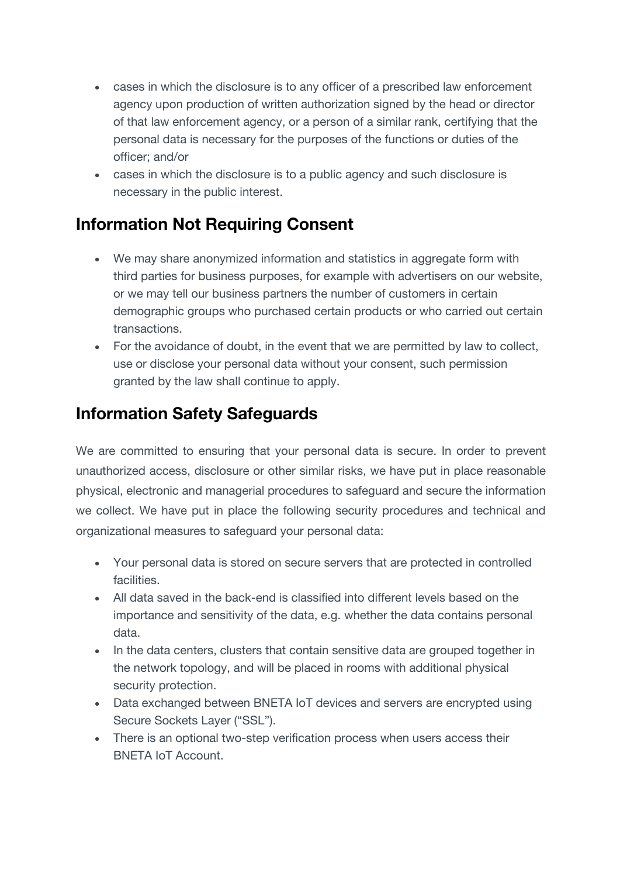- cases in which the disclosure is to any officer of a prescribed law enforcement agency upon production of written authorization signed by the head or director of that law enforcement agency, or a person of a similar rank, certifying that the personal data is necessary for the purposes of the functions or duties of the officer; and/or
- cases in which the disclosure is to a public agency and such disclosure is necessary in the public interest.

## Information Not Requiring Consent

- We may share anonymized information and statistics in aggregate form with third parties for business purposes, for example with advertisers on our website, or we may tell our business partners the number of customers in certain demographic groups who purchased certain products or who carried out certain transactions.
- For the avoidance of doubt, in the event that we are permitted by law to collect, use or disclose your personal data without your consent, such permission granted by the law shall continue to apply.

## Information Safety Safeguards

We are committed to ensuring that your personal data is secure. In order to prevent unauthorized access, disclosure or other similar risks, we have put in place reasonable physical, electronic and managerial procedures to safeguard and secure the information we collect. We have put in place the following security procedures and technical and organizational measures to safeguard your personal data:

- Your personal data is stored on secure servers that are protected in controlled facilities.
- All data saved in the back-end is classified into different levels based on the importance and sensitivity of the data, e.g. whether the data contains personal data.
- In the data centers, clusters that contain sensitive data are grouped together in the network topology, and will be placed in rooms with additional physical security protection.
- Data exchanged between BNETA IoT devices and servers are encrypted using Secure Sockets Layer ("SSL").
- There is an optional two-step verification process when users access their BNETA IoT Account.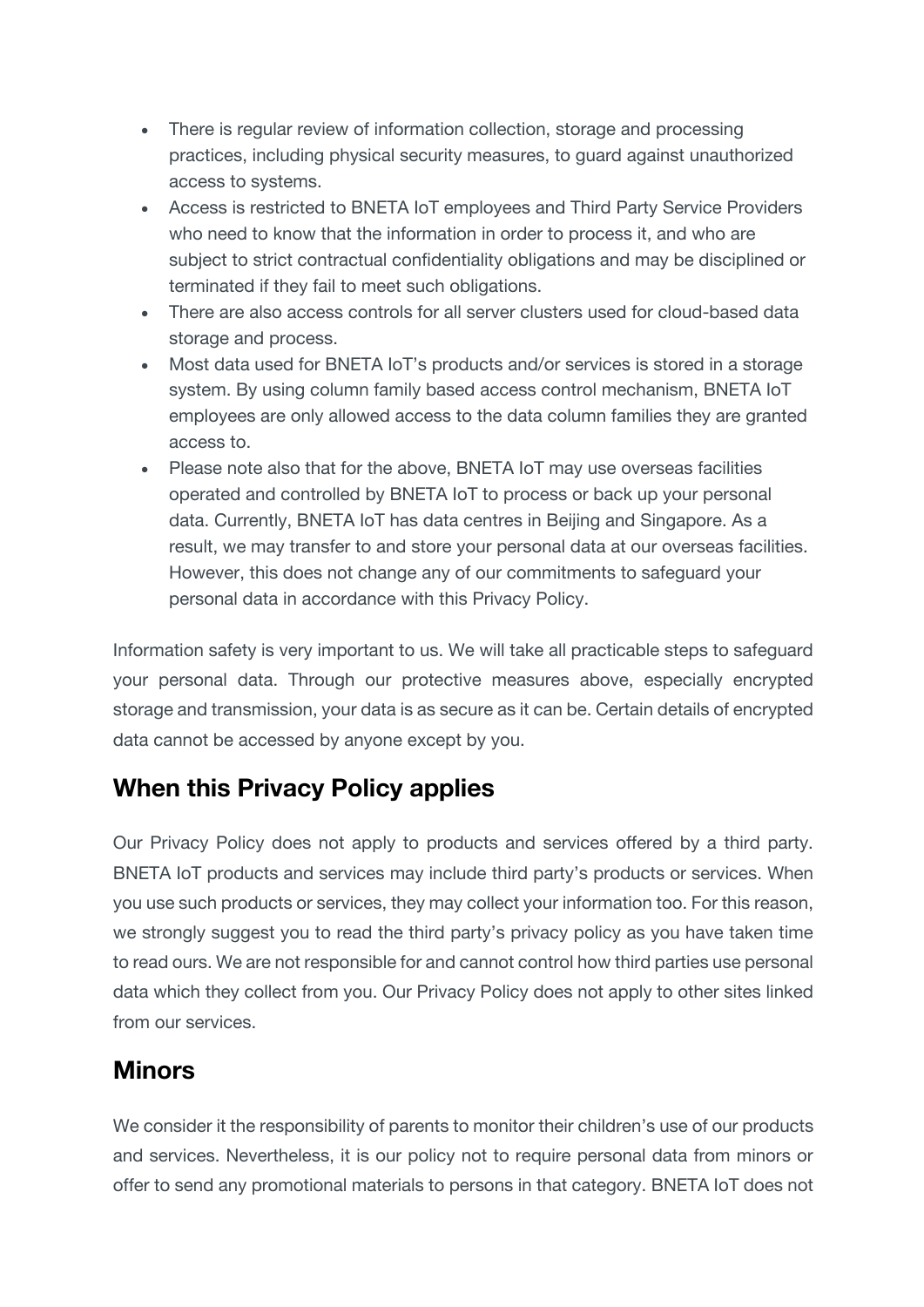- There is regular review of information collection, storage and processing practices, including physical security measures, to guard against unauthorized access to systems.
- Access is restricted to BNETA IoT employees and Third Party Service Providers who need to know that the information in order to process it, and who are subject to strict contractual confidentiality obligations and may be disciplined or terminated if they fail to meet such obligations.
- There are also access controls for all server clusters used for cloud-based data storage and process.
- Most data used for BNETA IoT's products and/or services is stored in a storage system. By using column family based access control mechanism, BNETA IoT employees are only allowed access to the data column families they are granted access to.
- Please note also that for the above, BNETA IoT may use overseas facilities operated and controlled by BNETA IoT to process or back up your personal data. Currently, BNETA IoT has data centres in Beijing and Singapore. As a result, we may transfer to and store your personal data at our overseas facilities. However, this does not change any of our commitments to safeguard your personal data in accordance with this Privacy Policy.

Information safety is very important to us. We will take all practicable steps to safeguard your personal data. Through our protective measures above, especially encrypted storage and transmission, your data is as secure as it can be. Certain details of encrypted data cannot be accessed by anyone except by you.

## When this Privacy Policy applies

Our Privacy Policy does not apply to products and services offered by a third party. BNETA IoT products and services may include third party's products or services. When you use such products or services, they may collect your information too. For this reason, we strongly suggest you to read the third party's privacy policy as you have taken time to read ours. We are not responsible for and cannot control how third parties use personal data which they collect from you. Our Privacy Policy does not apply to other sites linked from our services.

## Minors

We consider it the responsibility of parents to monitor their children's use of our products and services. Nevertheless, it is our policy not to require personal data from minors or offer to send any promotional materials to persons in that category. BNETA IoT does not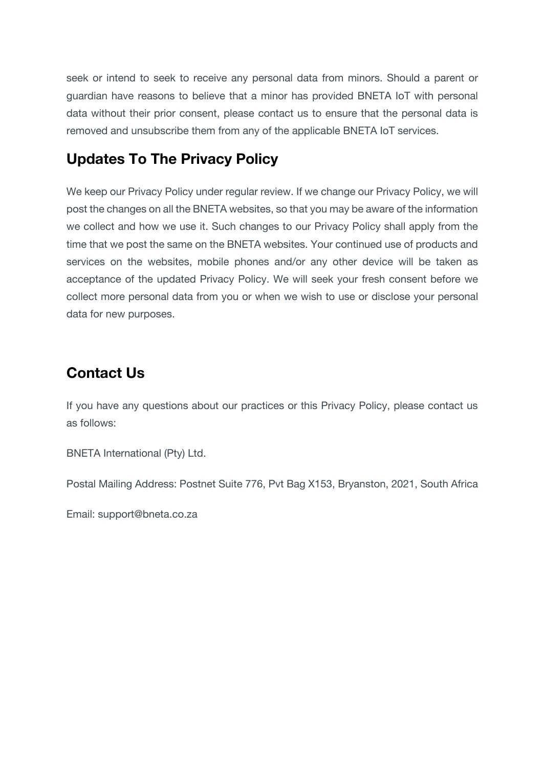seek or intend to seek to receive any personal data from minors. Should a parent or guardian have reasons to believe that a minor has provided BNETA IoT with personal data without their prior consent, please contact us to ensure that the personal data is removed and unsubscribe them from any of the applicable BNETA IoT services.

## Updates To The Privacy Policy

We keep our Privacy Policy under regular review. If we change our Privacy Policy, we will post the changes on all the BNETA websites, so that you may be aware of the information we collect and how we use it. Such changes to our Privacy Policy shall apply from the time that we post the same on the BNETA websites. Your continued use of products and services on the websites, mobile phones and/or any other device will be taken as acceptance of the updated Privacy Policy. We will seek your fresh consent before we collect more personal data from you or when we wish to use or disclose your personal data for new purposes.

## Contact Us

If you have any questions about our practices or this Privacy Policy, please contact us as follows:

BNETA International (Pty) Ltd.

Postal Mailing Address: Postnet Suite 776, Pvt Bag X153, Bryanston, 2021, South Africa

Email: support@bneta.co.za